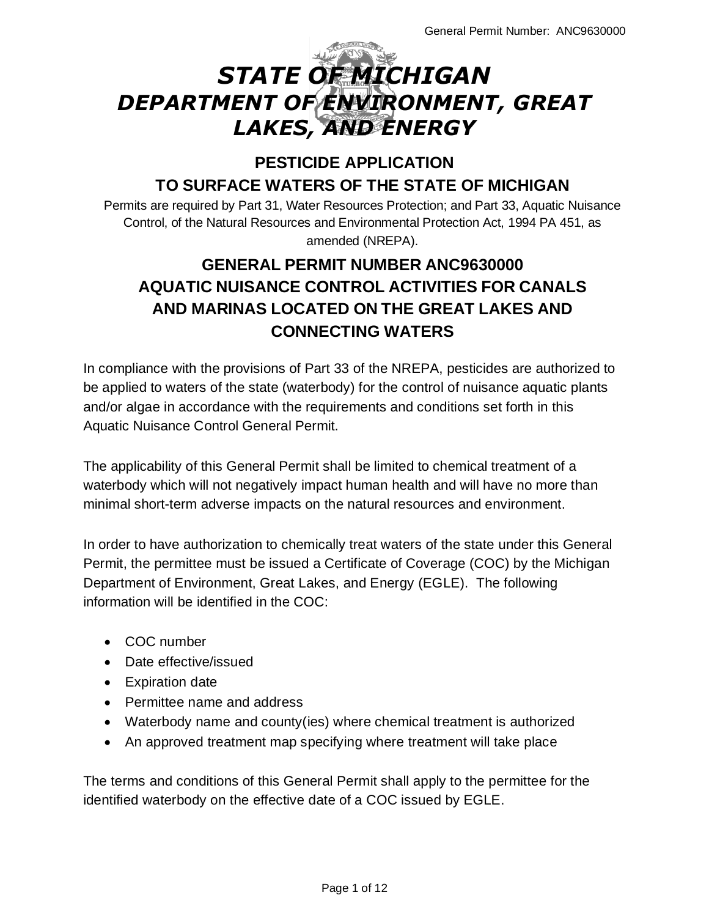# *STATE OF MICHIGAN*
# *DEPARTMENT OF ENVIRONMENT, GREAT LAKES, AND ENERGY*

## PESTICIDE APPLICATION TO SURFACE WATERS OF THE STATE OF MICHIGAN

Permits are required by Part 31, Water Resources Protection; and Part 33, Aquatic Nuisance Control, of the Natural Resources and Environmental Protection Act, 1994 PA 451, as amended (NREPA).

## GENERAL PERMIT NUMBER ANC9630000
## AQUATIC NUISANCE CONTROL ACTIVITIES FOR CANALS AND MARINAS LOCATED ON THE GREAT LAKES AND CONNECTING WATERS

In compliance with the provisions of Part 33 of the NREPA, pesticides are authorized to be applied to waters of the state (waterbody) for the control of nuisance aquatic plants and/or algae in accordance with the requirements and conditions set forth in this Aquatic Nuisance Control General Permit.

The applicability of this General Permit shall be limited to chemical treatment of a waterbody which will not negatively impact human health and will have no more than minimal short-term adverse impacts on the natural resources and environment.

In order to have authorization to chemically treat waters of the state under this General Permit, the permittee must be issued a Certificate of Coverage (COC) by the Michigan Department of Environment, Great Lakes, and Energy (EGLE). The following information will be identified in the COC:

- COC number
- Date effective/issued
- Expiration date
- Permittee name and address
- Waterbody name and county(ies) where chemical treatment is authorized
- An approved treatment map specifying where treatment will take place

The terms and conditions of this General Permit shall apply to the permittee for the identified waterbody on the effective date of a COC issued by EGLE.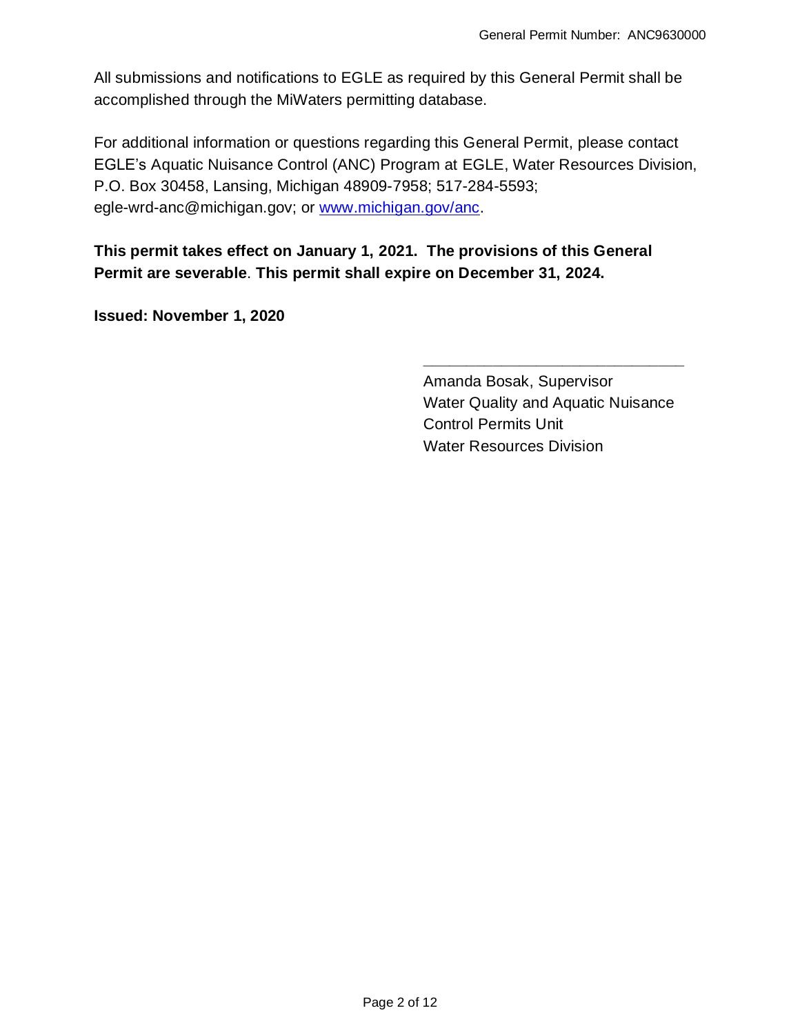All submissions and notifications to EGLE as required by this General Permit shall be accomplished through the MiWaters permitting database.

For additional information or questions regarding this General Permit, please contact EGLE's Aquatic Nuisance Control (ANC) Program at EGLE, Water Resources Division, P.O. Box 30458, Lansing, Michigan 48909-7958; 517-284-5593; egle-wrd-anc@michigan.gov; or [www.michigan.gov/anc](http://www.michigan.gov/anc).

**This permit takes effect on January 1, 2021. The provisions of this General Permit are severable**. **This permit shall expire on December 31, 2024.**

**Issued: November 1, 2020**

\_\_\_\_\_\_\_\_\_\_\_\_\_\_\_\_\_\_\_\_\_\_\_\_\_\_\_\_\_\_\_\_

Amanda Bosak, Supervisor
Water Quality and Aquatic Nuisance Control Permits Unit
Water Resources Division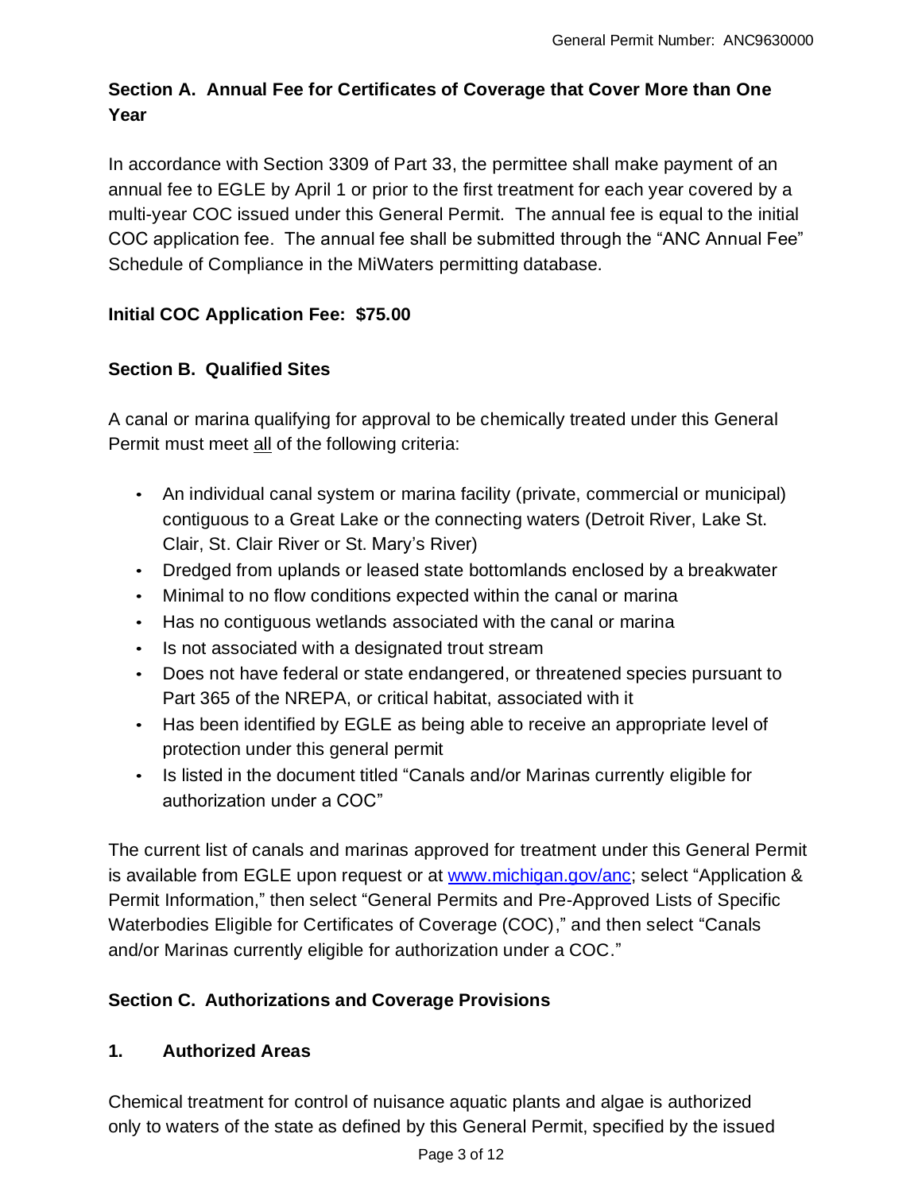## Section A. Annual Fee for Certificates of Coverage that Cover More than One Year

In accordance with Section 3309 of Part 33, the permittee shall make payment of an annual fee to EGLE by April 1 or prior to the first treatment for each year covered by a multi-year COC issued under this General Permit. The annual fee is equal to the initial COC application fee. The annual fee shall be submitted through the "ANC Annual Fee" Schedule of Compliance in the MiWaters permitting database.

**Initial COC Application Fee: $75.00**

## Section B. Qualified Sites

A canal or marina qualifying for approval to be chemically treated under this General Permit must meet <u>all</u> of the following criteria:

- An individual canal system or marina facility (private, commercial or municipal) contiguous to a Great Lake or the connecting waters (Detroit River, Lake St. Clair, St. Clair River or St. Mary's River)
- Dredged from uplands or leased state bottomlands enclosed by a breakwater
- Minimal to no flow conditions expected within the canal or marina
- Has no contiguous wetlands associated with the canal or marina
- Is not associated with a designated trout stream
- Does not have federal or state endangered, or threatened species pursuant to Part 365 of the NREPA, or critical habitat, associated with it
- Has been identified by EGLE as being able to receive an appropriate level of protection under this general permit
- Is listed in the document titled "Canals and/or Marinas currently eligible for authorization under a COC"

The current list of canals and marinas approved for treatment under this General Permit is available from EGLE upon request or at [www.michigan.gov/anc](www.michigan.gov/anc); select "Application & Permit Information," then select "General Permits and Pre-Approved Lists of Specific Waterbodies Eligible for Certificates of Coverage (COC)," and then select "Canals and/or Marinas currently eligible for authorization under a COC."

## Section C. Authorizations and Coverage Provisions

### 1. Authorized Areas

Chemical treatment for control of nuisance aquatic plants and algae is authorized only to waters of the state as defined by this General Permit, specified by the issued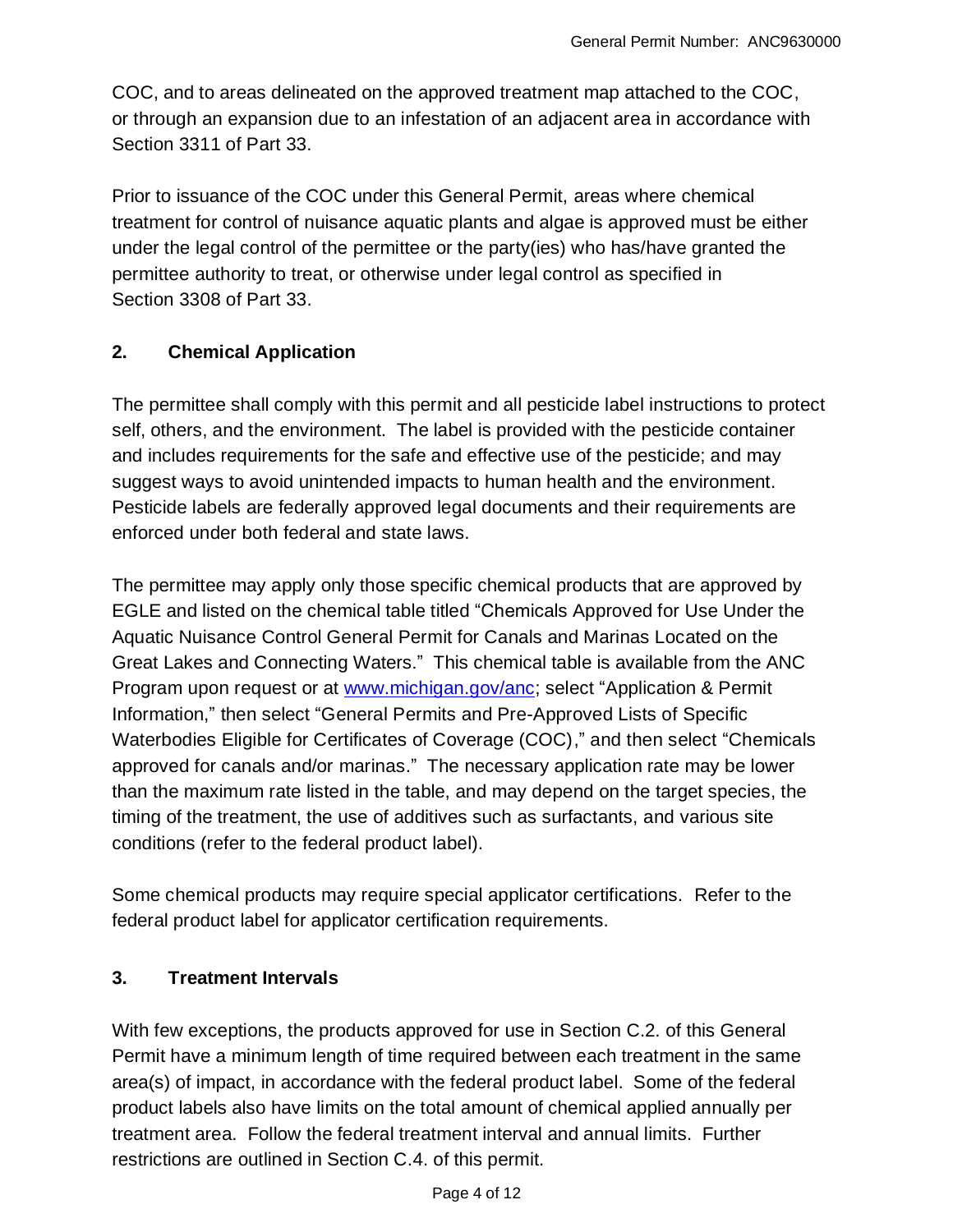COC, and to areas delineated on the approved treatment map attached to the COC, or through an expansion due to an infestation of an adjacent area in accordance with Section 3311 of Part 33.

Prior to issuance of the COC under this General Permit, areas where chemical treatment for control of nuisance aquatic plants and algae is approved must be either under the legal control of the permittee or the party(ies) who has/have granted the permittee authority to treat, or otherwise under legal control as specified in Section 3308 of Part 33.

## 2. Chemical Application

The permittee shall comply with this permit and all pesticide label instructions to protect self, others, and the environment. The label is provided with the pesticide container and includes requirements for the safe and effective use of the pesticide; and may suggest ways to avoid unintended impacts to human health and the environment. Pesticide labels are federally approved legal documents and their requirements are enforced under both federal and state laws.

The permittee may apply only those specific chemical products that are approved by EGLE and listed on the chemical table titled "Chemicals Approved for Use Under the Aquatic Nuisance Control General Permit for Canals and Marinas Located on the Great Lakes and Connecting Waters." This chemical table is available from the ANC Program upon request or at [www.michigan.gov/anc](http://www.michigan.gov/anc); select "Application & Permit Information," then select "General Permits and Pre-Approved Lists of Specific Waterbodies Eligible for Certificates of Coverage (COC)," and then select "Chemicals approved for canals and/or marinas." The necessary application rate may be lower than the maximum rate listed in the table, and may depend on the target species, the timing of the treatment, the use of additives such as surfactants, and various site conditions (refer to the federal product label).

Some chemical products may require special applicator certifications. Refer to the federal product label for applicator certification requirements.

## 3. Treatment Intervals

With few exceptions, the products approved for use in Section C.2. of this General Permit have a minimum length of time required between each treatment in the same area(s) of impact, in accordance with the federal product label. Some of the federal product labels also have limits on the total amount of chemical applied annually per treatment area. Follow the federal treatment interval and annual limits. Further restrictions are outlined in Section C.4. of this permit.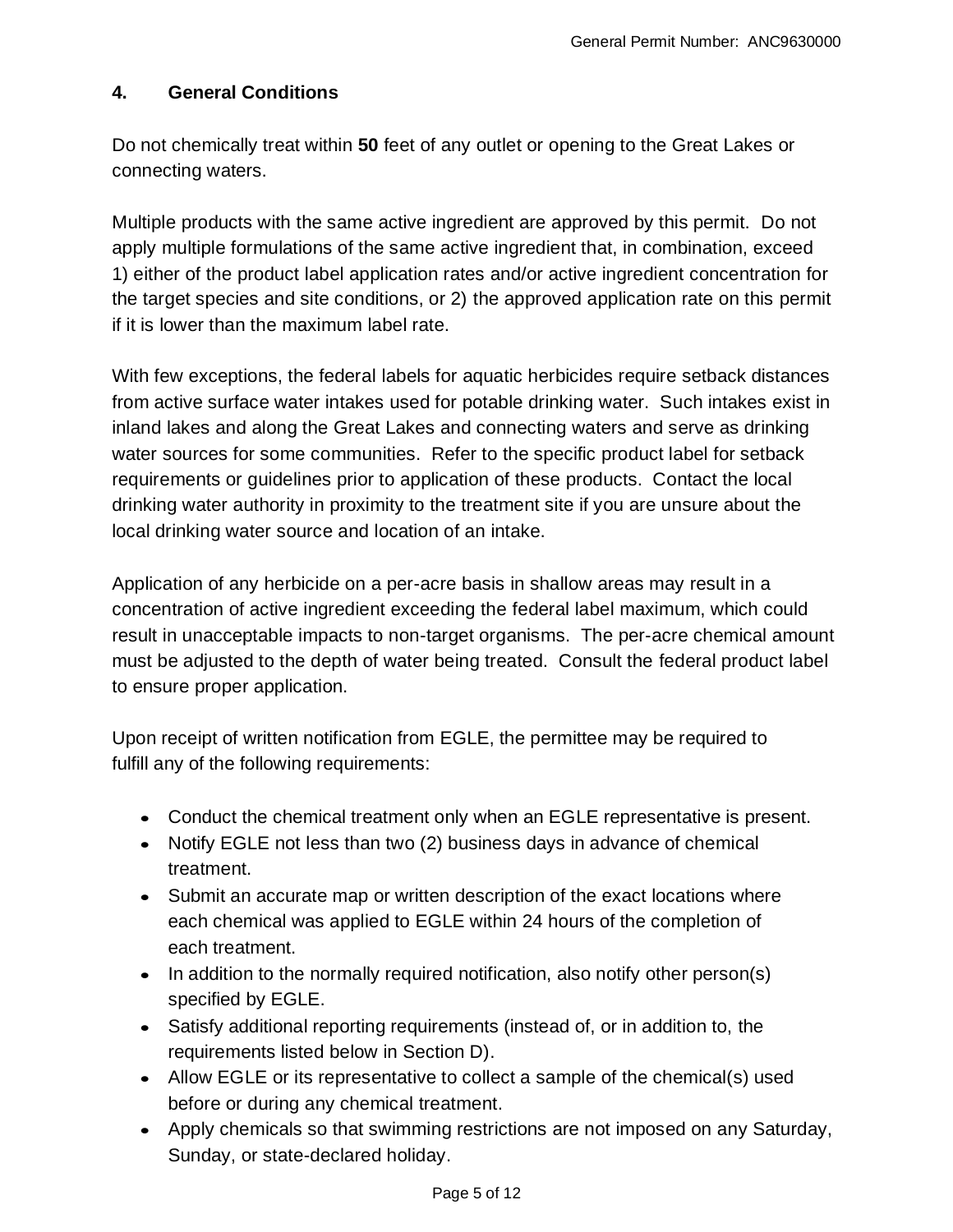## 4. General Conditions

Do not chemically treat within **50** feet of any outlet or opening to the Great Lakes or connecting waters.

Multiple products with the same active ingredient are approved by this permit. Do not apply multiple formulations of the same active ingredient that, in combination, exceed 1) either of the product label application rates and/or active ingredient concentration for the target species and site conditions, or 2) the approved application rate on this permit if it is lower than the maximum label rate.

With few exceptions, the federal labels for aquatic herbicides require setback distances from active surface water intakes used for potable drinking water. Such intakes exist in inland lakes and along the Great Lakes and connecting waters and serve as drinking water sources for some communities. Refer to the specific product label for setback requirements or guidelines prior to application of these products. Contact the local drinking water authority in proximity to the treatment site if you are unsure about the local drinking water source and location of an intake.

Application of any herbicide on a per-acre basis in shallow areas may result in a concentration of active ingredient exceeding the federal label maximum, which could result in unacceptable impacts to non-target organisms. The per-acre chemical amount must be adjusted to the depth of water being treated. Consult the federal product label to ensure proper application.

Upon receipt of written notification from EGLE, the permittee may be required to fulfill any of the following requirements:

- Conduct the chemical treatment only when an EGLE representative is present.
- Notify EGLE not less than two (2) business days in advance of chemical treatment.
- Submit an accurate map or written description of the exact locations where each chemical was applied to EGLE within 24 hours of the completion of each treatment.
- In addition to the normally required notification, also notify other person(s) specified by EGLE.
- Satisfy additional reporting requirements (instead of, or in addition to, the requirements listed below in Section D).
- Allow EGLE or its representative to collect a sample of the chemical(s) used before or during any chemical treatment.
- Apply chemicals so that swimming restrictions are not imposed on any Saturday, Sunday, or state-declared holiday.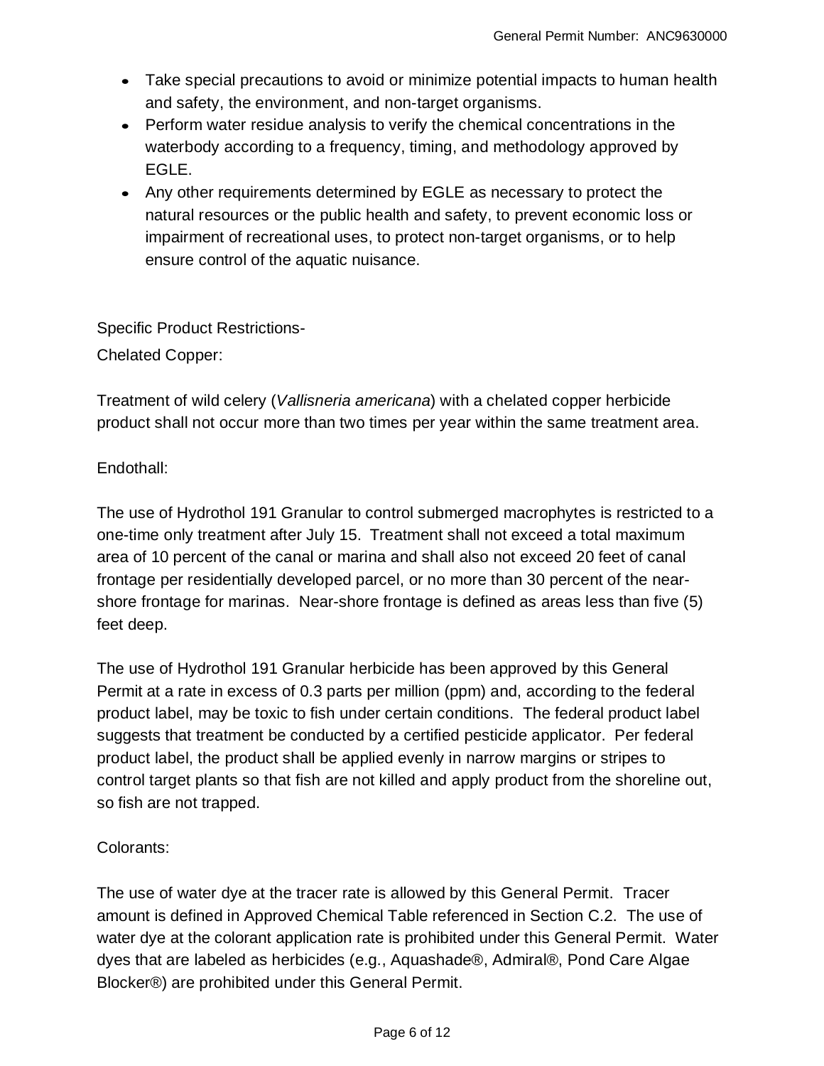- Take special precautions to avoid or minimize potential impacts to human health and safety, the environment, and non-target organisms.
- Perform water residue analysis to verify the chemical concentrations in the waterbody according to a frequency, timing, and methodology approved by EGLE.
- Any other requirements determined by EGLE as necessary to protect the natural resources or the public health and safety, to prevent economic loss or impairment of recreational uses, to protect non-target organisms, or to help ensure control of the aquatic nuisance.

Specific Product Restrictions-

Chelated Copper:

Treatment of wild celery (*Vallisneria americana*) with a chelated copper herbicide product shall not occur more than two times per year within the same treatment area.

Endothall:

The use of Hydrothol 191 Granular to control submerged macrophytes is restricted to a one-time only treatment after July 15. Treatment shall not exceed a total maximum area of 10 percent of the canal or marina and shall also not exceed 20 feet of canal frontage per residentially developed parcel, or no more than 30 percent of the near-shore frontage for marinas. Near-shore frontage is defined as areas less than five (5) feet deep.

The use of Hydrothol 191 Granular herbicide has been approved by this General Permit at a rate in excess of 0.3 parts per million (ppm) and, according to the federal product label, may be toxic to fish under certain conditions. The federal product label suggests that treatment be conducted by a certified pesticide applicator. Per federal product label, the product shall be applied evenly in narrow margins or stripes to control target plants so that fish are not killed and apply product from the shoreline out, so fish are not trapped.

Colorants:

The use of water dye at the tracer rate is allowed by this General Permit. Tracer amount is defined in Approved Chemical Table referenced in Section C.2. The use of water dye at the colorant application rate is prohibited under this General Permit. Water dyes that are labeled as herbicides (e.g., Aquashade®, Admiral®, Pond Care Algae Blocker®) are prohibited under this General Permit.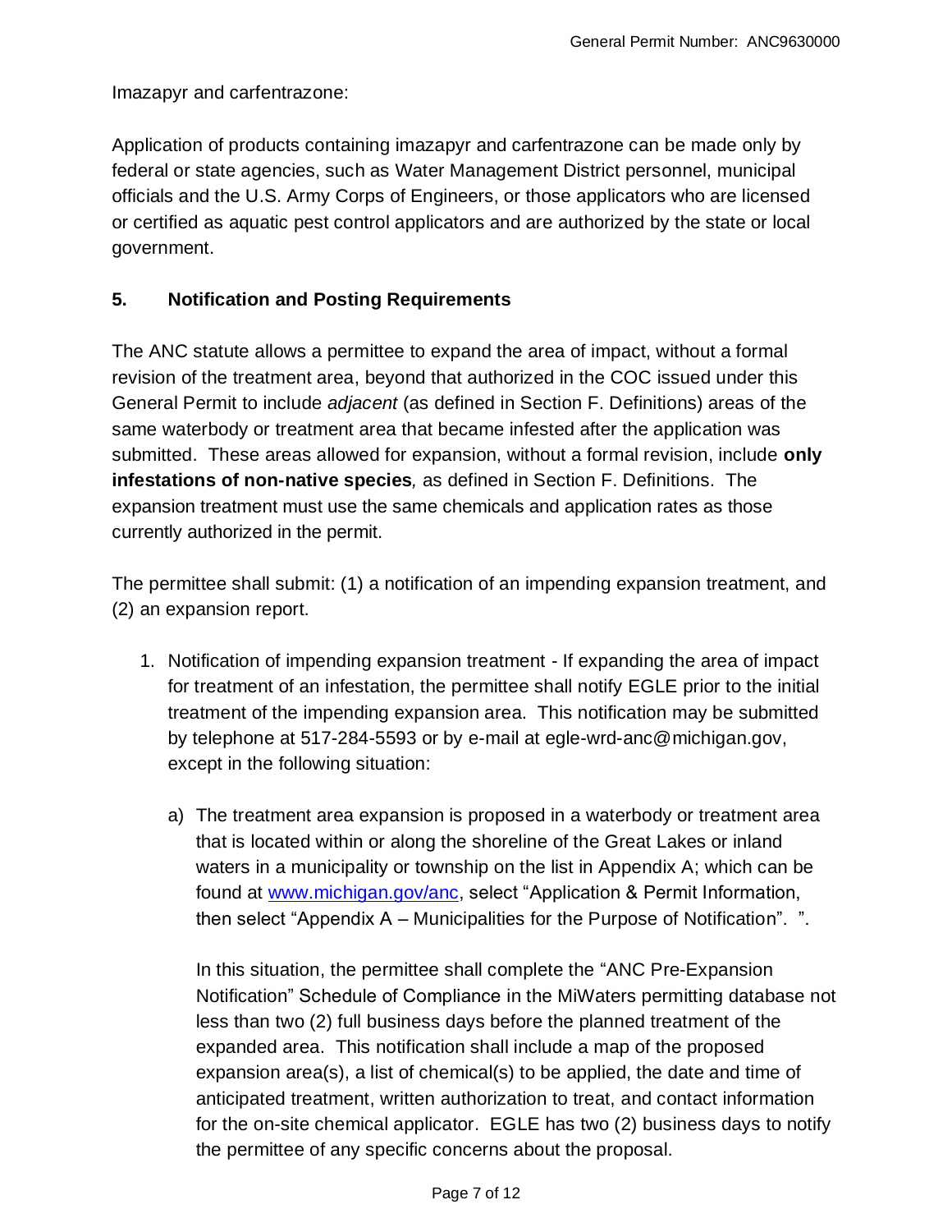Imazapyr and carfentrazone:

Application of products containing imazapyr and carfentrazone can be made only by federal or state agencies, such as Water Management District personnel, municipal officials and the U.S. Army Corps of Engineers, or those applicators who are licensed or certified as aquatic pest control applicators and are authorized by the state or local government.

## 5. Notification and Posting Requirements

The ANC statute allows a permittee to expand the area of impact, without a formal revision of the treatment area, beyond that authorized in the COC issued under this General Permit to include *adjacent* (as defined in Section F. Definitions) areas of the same waterbody or treatment area that became infested after the application was submitted. These areas allowed for expansion, without a formal revision, include **only infestations of non-native species***,* as defined in Section F. Definitions. The expansion treatment must use the same chemicals and application rates as those currently authorized in the permit.

The permittee shall submit: (1) a notification of an impending expansion treatment, and (2) an expansion report.

1. Notification of impending expansion treatment - If expanding the area of impact for treatment of an infestation, the permittee shall notify EGLE prior to the initial treatment of the impending expansion area. This notification may be submitted by telephone at 517-284-5593 or by e-mail at egle-wrd-anc@michigan.gov, except in the following situation:

   a) The treatment area expansion is proposed in a waterbody or treatment area that is located within or along the shoreline of the Great Lakes or inland waters in a municipality or township on the list in Appendix A; which can be found at [www.michigan.gov/anc](http://www.michigan.gov/anc), select "Application & Permit Information, then select "Appendix A – Municipalities for the Purpose of Notification". ".

      In this situation, the permittee shall complete the "ANC Pre-Expansion Notification" Schedule of Compliance in the MiWaters permitting database not less than two (2) full business days before the planned treatment of the expanded area. This notification shall include a map of the proposed expansion area(s), a list of chemical(s) to be applied, the date and time of anticipated treatment, written authorization to treat, and contact information for the on-site chemical applicator. EGLE has two (2) business days to notify the permittee of any specific concerns about the proposal.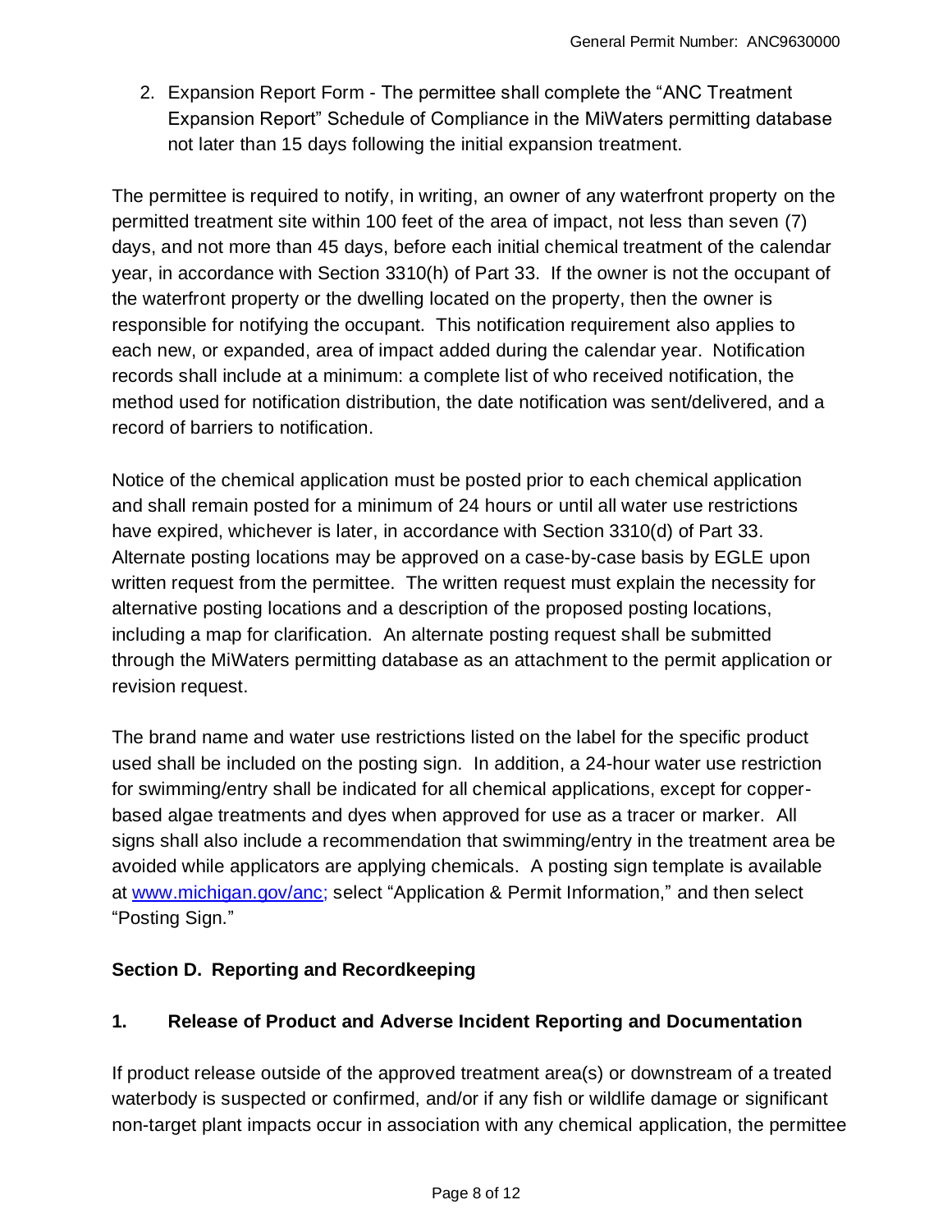2. Expansion Report Form - The permittee shall complete the "ANC Treatment Expansion Report" Schedule of Compliance in the MiWaters permitting database not later than 15 days following the initial expansion treatment.

The permittee is required to notify, in writing, an owner of any waterfront property on the permitted treatment site within 100 feet of the area of impact, not less than seven (7) days, and not more than 45 days, before each initial chemical treatment of the calendar year, in accordance with Section 3310(h) of Part 33. If the owner is not the occupant of the waterfront property or the dwelling located on the property, then the owner is responsible for notifying the occupant. This notification requirement also applies to each new, or expanded, area of impact added during the calendar year. Notification records shall include at a minimum: a complete list of who received notification, the method used for notification distribution, the date notification was sent/delivered, and a record of barriers to notification.

Notice of the chemical application must be posted prior to each chemical application and shall remain posted for a minimum of 24 hours or until all water use restrictions have expired, whichever is later, in accordance with Section 3310(d) of Part 33. Alternate posting locations may be approved on a case-by-case basis by EGLE upon written request from the permittee. The written request must explain the necessity for alternative posting locations and a description of the proposed posting locations, including a map for clarification. An alternate posting request shall be submitted through the MiWaters permitting database as an attachment to the permit application or revision request.

The brand name and water use restrictions listed on the label for the specific product used shall be included on the posting sign. In addition, a 24-hour water use restriction for swimming/entry shall be indicated for all chemical applications, except for copper-based algae treatments and dyes when approved for use as a tracer or marker. All signs shall also include a recommendation that swimming/entry in the treatment area be avoided while applicators are applying chemicals. A posting sign template is available at [www.michigan.gov/anc](http://www.michigan.gov/anc); select "Application & Permit Information," and then select "Posting Sign."

## Section D. Reporting and Recordkeeping

### 1. Release of Product and Adverse Incident Reporting and Documentation

If product release outside of the approved treatment area(s) or downstream of a treated waterbody is suspected or confirmed, and/or if any fish or wildlife damage or significant non-target plant impacts occur in association with any chemical application, the permittee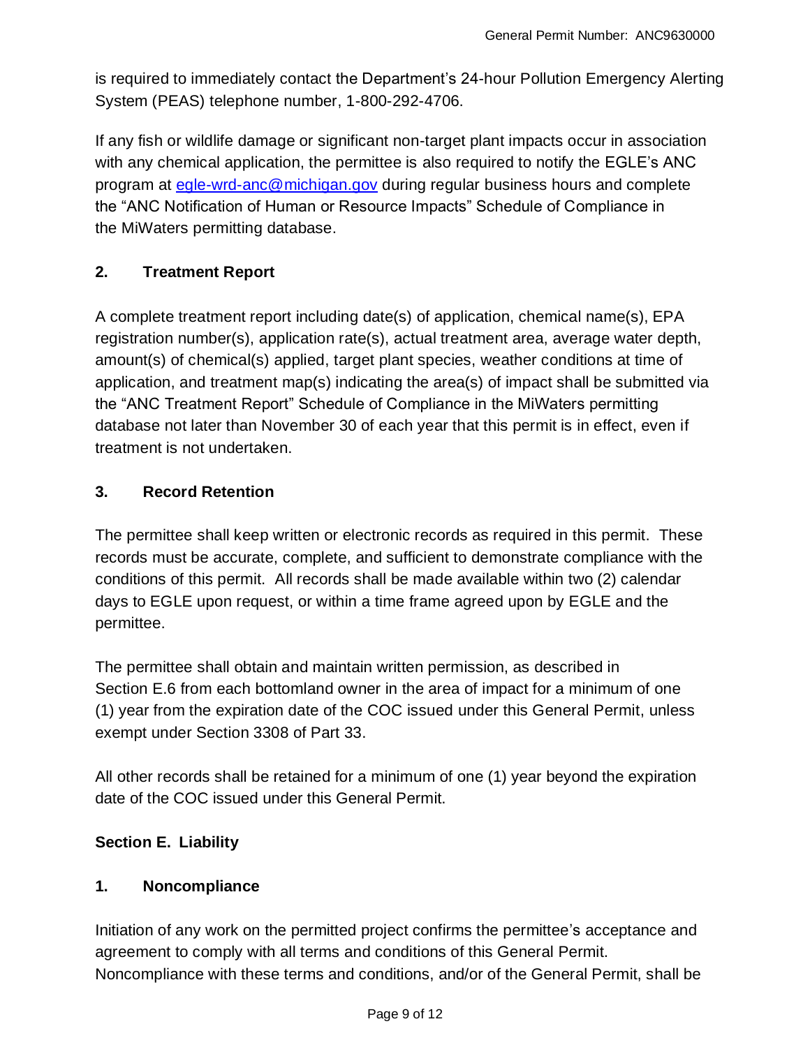is required to immediately contact the Department's 24-hour Pollution Emergency Alerting System (PEAS) telephone number, 1-800-292-4706.

If any fish or wildlife damage or significant non-target plant impacts occur in association with any chemical application, the permittee is also required to notify the EGLE's ANC program at [egle-wrd-anc@michigan.gov](mailto:egle-wrd-anc@michigan.gov) during regular business hours and complete the "ANC Notification of Human or Resource Impacts" Schedule of Compliance in the MiWaters permitting database.

### 2. Treatment Report

A complete treatment report including date(s) of application, chemical name(s), EPA registration number(s), application rate(s), actual treatment area, average water depth, amount(s) of chemical(s) applied, target plant species, weather conditions at time of application, and treatment map(s) indicating the area(s) of impact shall be submitted via the "ANC Treatment Report" Schedule of Compliance in the MiWaters permitting database not later than November 30 of each year that this permit is in effect, even if treatment is not undertaken.

### 3. Record Retention

The permittee shall keep written or electronic records as required in this permit. These records must be accurate, complete, and sufficient to demonstrate compliance with the conditions of this permit. All records shall be made available within two (2) calendar days to EGLE upon request, or within a time frame agreed upon by EGLE and the permittee.

The permittee shall obtain and maintain written permission, as described in Section E.6 from each bottomland owner in the area of impact for a minimum of one (1) year from the expiration date of the COC issued under this General Permit, unless exempt under Section 3308 of Part 33.

All other records shall be retained for a minimum of one (1) year beyond the expiration date of the COC issued under this General Permit.

## Section E. Liability

### 1. Noncompliance

Initiation of any work on the permitted project confirms the permittee's acceptance and agreement to comply with all terms and conditions of this General Permit. Noncompliance with these terms and conditions, and/or of the General Permit, shall be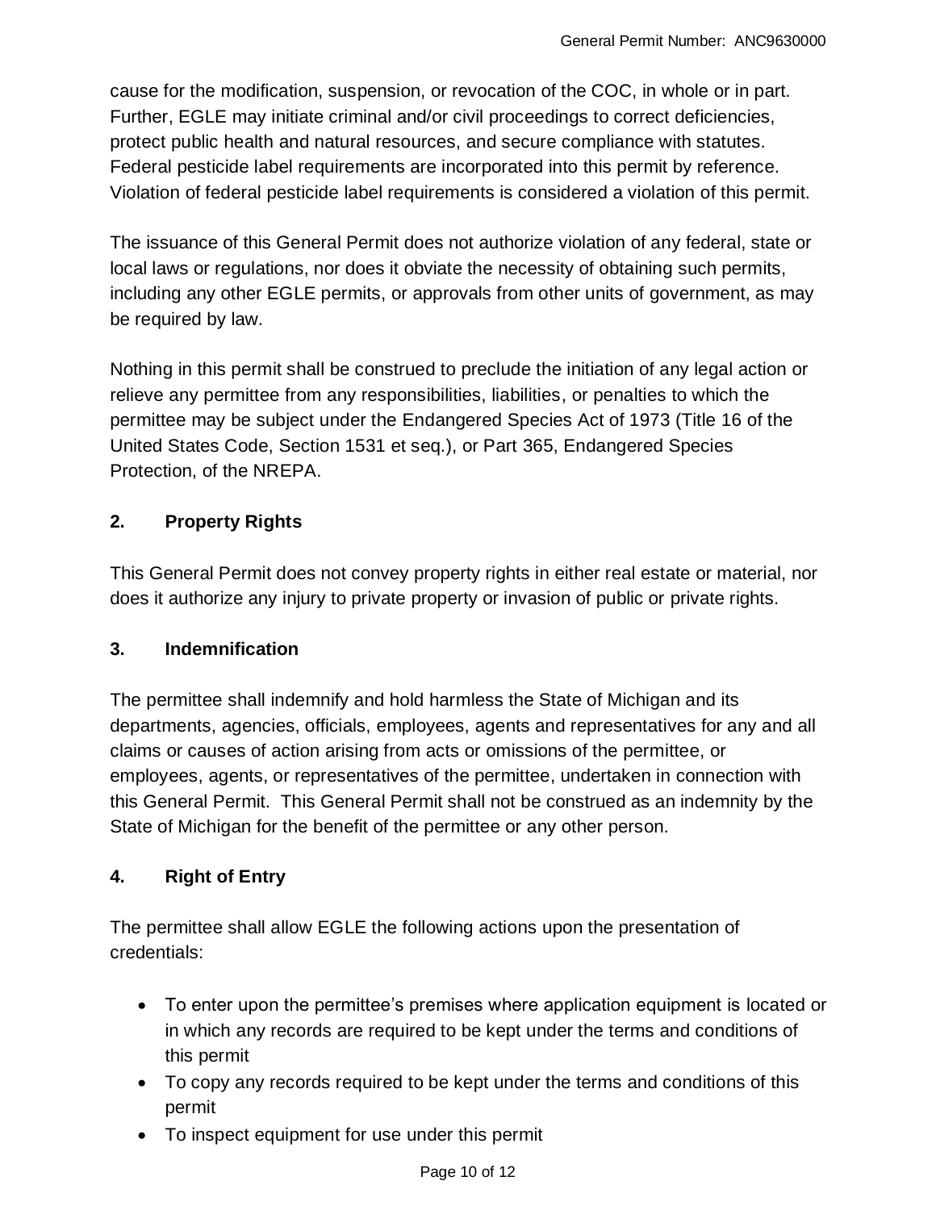cause for the modification, suspension, or revocation of the COC, in whole or in part. Further, EGLE may initiate criminal and/or civil proceedings to correct deficiencies, protect public health and natural resources, and secure compliance with statutes. Federal pesticide label requirements are incorporated into this permit by reference. Violation of federal pesticide label requirements is considered a violation of this permit.

The issuance of this General Permit does not authorize violation of any federal, state or local laws or regulations, nor does it obviate the necessity of obtaining such permits, including any other EGLE permits, or approvals from other units of government, as may be required by law.

Nothing in this permit shall be construed to preclude the initiation of any legal action or relieve any permittee from any responsibilities, liabilities, or penalties to which the permittee may be subject under the Endangered Species Act of 1973 (Title 16 of the United States Code, Section 1531 et seq.), or Part 365, Endangered Species Protection, of the NREPA.

## 2. Property Rights

This General Permit does not convey property rights in either real estate or material, nor does it authorize any injury to private property or invasion of public or private rights.

## 3. Indemnification

The permittee shall indemnify and hold harmless the State of Michigan and its departments, agencies, officials, employees, agents and representatives for any and all claims or causes of action arising from acts or omissions of the permittee, or employees, agents, or representatives of the permittee, undertaken in connection with this General Permit. This General Permit shall not be construed as an indemnity by the State of Michigan for the benefit of the permittee or any other person.

## 4. Right of Entry

The permittee shall allow EGLE the following actions upon the presentation of credentials:

- To enter upon the permittee's premises where application equipment is located or in which any records are required to be kept under the terms and conditions of this permit
- To copy any records required to be kept under the terms and conditions of this permit
- To inspect equipment for use under this permit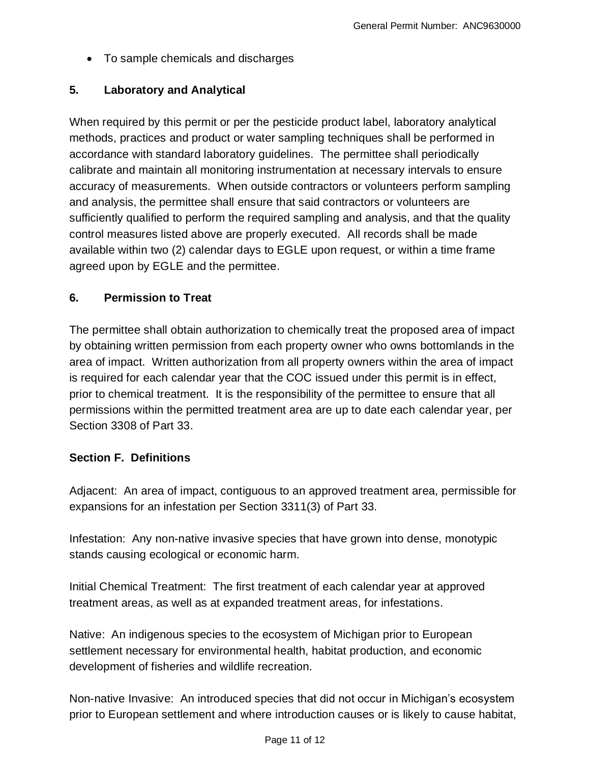- To sample chemicals and discharges

### 5. Laboratory and Analytical

When required by this permit or per the pesticide product label, laboratory analytical methods, practices and product or water sampling techniques shall be performed in accordance with standard laboratory guidelines. The permittee shall periodically calibrate and maintain all monitoring instrumentation at necessary intervals to ensure accuracy of measurements. When outside contractors or volunteers perform sampling and analysis, the permittee shall ensure that said contractors or volunteers are sufficiently qualified to perform the required sampling and analysis, and that the quality control measures listed above are properly executed. All records shall be made available within two (2) calendar days to EGLE upon request, or within a time frame agreed upon by EGLE and the permittee.

### 6. Permission to Treat

The permittee shall obtain authorization to chemically treat the proposed area of impact by obtaining written permission from each property owner who owns bottomlands in the area of impact. Written authorization from all property owners within the area of impact is required for each calendar year that the COC issued under this permit is in effect, prior to chemical treatment. It is the responsibility of the permittee to ensure that all permissions within the permitted treatment area are up to date each calendar year, per Section 3308 of Part 33.

## Section F. Definitions

Adjacent: An area of impact, contiguous to an approved treatment area, permissible for expansions for an infestation per Section 3311(3) of Part 33.

Infestation: Any non-native invasive species that have grown into dense, monotypic stands causing ecological or economic harm.

Initial Chemical Treatment: The first treatment of each calendar year at approved treatment areas, as well as at expanded treatment areas, for infestations.

Native: An indigenous species to the ecosystem of Michigan prior to European settlement necessary for environmental health, habitat production, and economic development of fisheries and wildlife recreation.

Non-native Invasive: An introduced species that did not occur in Michigan's ecosystem prior to European settlement and where introduction causes or is likely to cause habitat,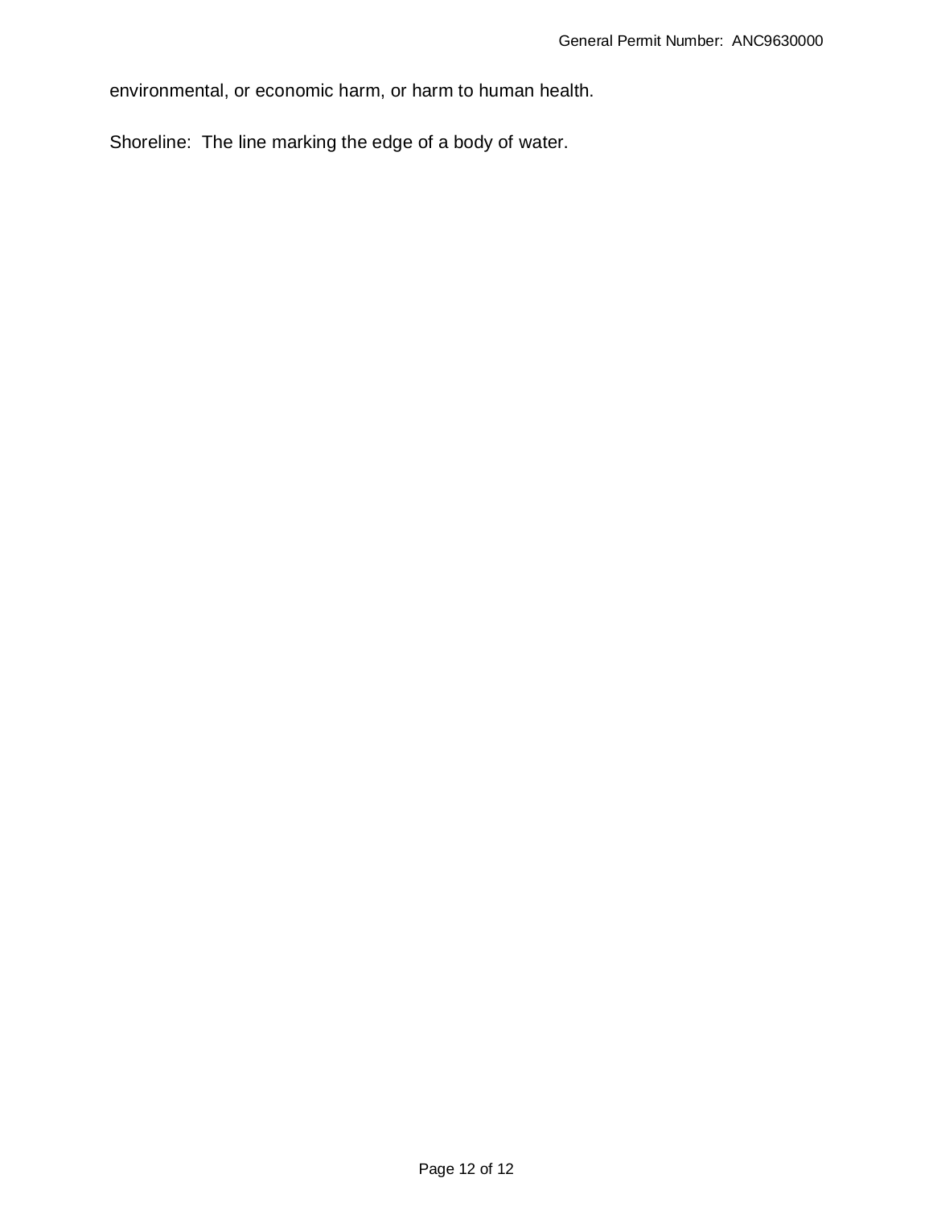environmental, or economic harm, or harm to human health.

Shoreline:  The line marking the edge of a body of water.